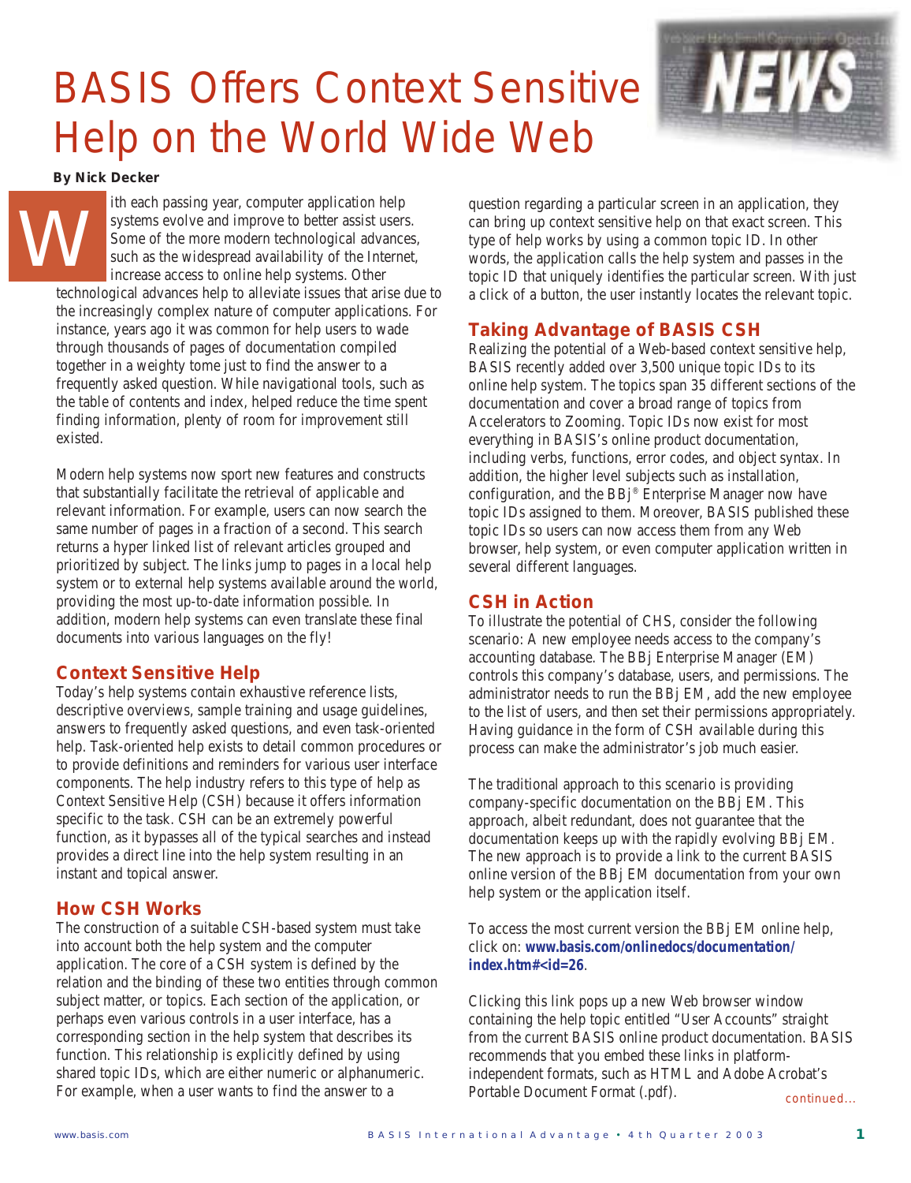# BASIS Offers Context Sensitive Help on the World Wide Web

**By Nick Decker**

With each passing year, computer application help systems evolve and improve to better assist users. Some of the more modern technological advances, such as the widespread availability of the Internet, increase access to online help systems. Other technological advances help to alleviate issues that arise due to the increasingly complex nature of computer applications. For instance, years ago it was common for help users to wade through thousands of pages of documentation compiled together in a weighty tome just to find the answer to a frequently asked question. While navigational tools, such as the table of contents and index, helped reduce the time spent finding information, plenty of room for improvement still existed.

Modern help systems now sport new features and constructs that substantially facilitate the retrieval of applicable and relevant information. For example, users can now search the same number of pages in a fraction of a second. This search returns a hyper linked list of relevant articles grouped and prioritized by subject. The links jump to pages in a local help system or to external help systems available around the world, providing the most up-to-date information possible. In addition, modern help systems can even translate these final documents into various languages on the fly!

## Context Sensitive Help

Today's help systems contain exhaustive reference lists, descriptive overviews, sample training and usage guidelines, answers to frequently asked questions, and even task-oriented help. Task-oriented help exists to detail common procedures or to provide definitions and reminders for various user interface components. The help industry refers to this type of help as Context Sensitive Help (CSH) because it offers information specific to the task. CSH can be an extremely powerful function, as it bypasses all of the typical searches and instead provides a direct line into the help system resulting in an instant and topical answer.

## How CSH Works

The construction of a suitable CSH-based system must take into account both the help system and the computer application. The core of a CSH system is defined by the relation and the binding of these two entities through common subject matter, or topics. Each section of the application, or perhaps even various controls in a user interface, has a corresponding section in the help system that describes its function. This relationship is explicitly defined by using shared topic IDs, which are either numeric or alphanumeric. For example, when a user wants to find the answer to a question regarding a particular screen in an application, they can bring up context sensitive help on that exact screen. This type of help works by using a common topic ID. In other words, the application calls the help system and passes in the topic ID that uniquely identifies the particular screen. With just a click of a button, the user instantly locates the relevant topic.

## Taking Advantage of BASIS CSH

Realizing the potential of a Web-based context sensitive help, BASIS recently added over 3,500 unique topic IDs to its online help system. The topics span 35 different sections of the documentation and cover a broad range of topics from Accelerators to Zooming. Topic IDs now exist for most everything in BASIS's online product documentation, including verbs, functions, error codes, and object syntax. In addition, the higher level subjects such as installation, configuration, and the BBj® Enterprise Manager now have topic IDs assigned to them. Moreover, BASIS published these topic IDs so users can now access them from any Web browser, help system, or even computer application written in several different languages.

## CSH in Action

To illustrate the potential of CHS, consider the following scenario: A new employee needs access to the company's accounting database. The BBj Enterprise Manager (EM) controls this company's database, users, and permissions. The administrator needs to run the BBj EM, add the new employee to the list of users, and then set their permissions appropriately. Having guidance in the form of CSH available during this process can make the administrator's job much easier.

The traditional approach to this scenario is providing company-specific documentation on the BBj EM. This approach, albeit redundant, does not guarantee that the documentation keeps up with the rapidly evolving BBj EM. The new approach is to provide a link to the current BASIS online version of the BBj EM documentation from your own help system or the application itself.

To access the most current version the BBj EM online help, click on: **www.basis.com/onlinedocs/documentation/index.htm#<id=26**.

Clicking this link pops up a new Web browser window containing the help topic entitled "User Accounts" straight from the current BASIS online product documentation. BASIS recommends that you embed these links in platform-independent formats, such as HTML and Adobe Acrobat's Portable Document Format (.pdf).

continued...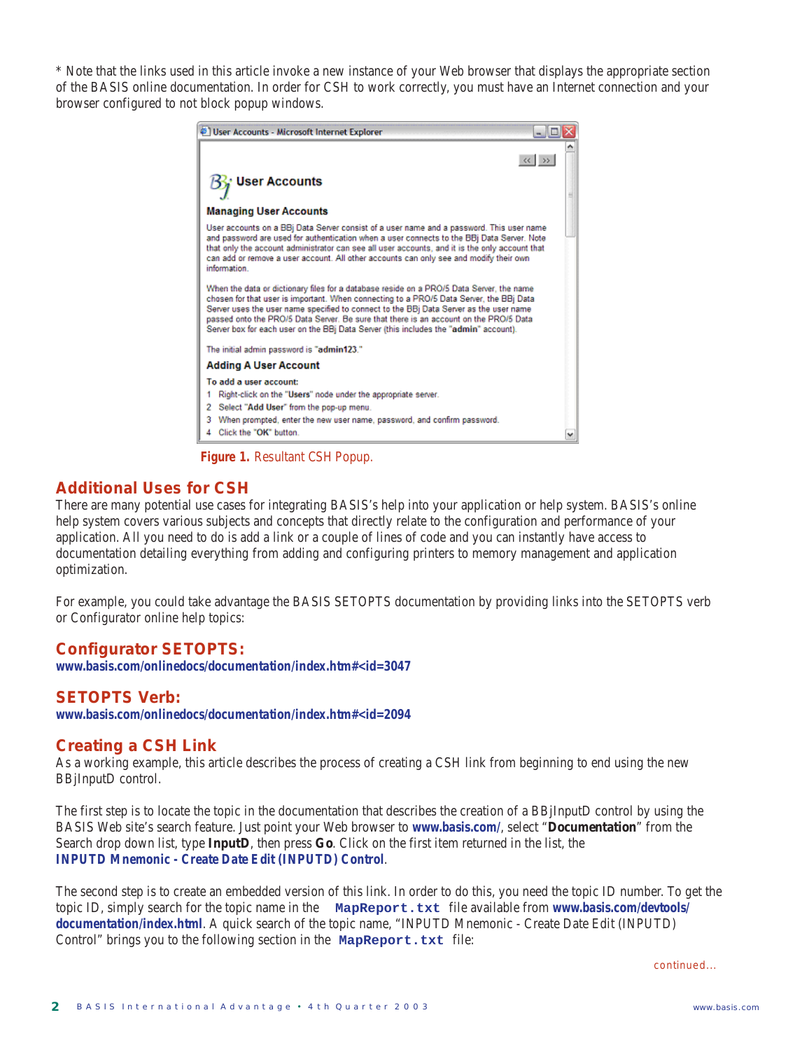* Note that the links used in this article invoke a new instance of your Web browser that displays the appropriate section of the BASIS online documentation. In order for CSH to work correctly, you must have an Internet connection and your browser configured to not block popup windows.

**Figure 1.** Resultant CSH Popup.

## Additional Uses for CSH

There are many potential use cases for integrating BASIS's help into your application or help system. BASIS's online help system covers various subjects and concepts that directly relate to the configuration and performance of your application. All you need to do is add a link or a couple of lines of code and you can instantly have access to documentation detailing everything from adding and configuring printers to memory management and application optimization.

For example, you could take advantage the BASIS SETOPTS documentation by providing links into the SETOPTS verb or Configurator online help topics:

### Configurator SETOPTS:

**www.basis.com/onlinedocs/documentation/index.htm#<id=3047**

### SETOPTS Verb:

**www.basis.com/onlinedocs/documentation/index.htm#<id=2094**

## Creating a CSH Link

As a working example, this article describes the process of creating a CSH link from beginning to end using the new BBjInputD control.

The first step is to locate the topic in the documentation that describes the creation of a BBjInputD control by using the BASIS Web site's search feature. Just point your Web browser to **www.basis.com/**, select "**Documentation**" from the Search drop down list, type **InputD**, then press **Go**. Click on the first item returned in the list, the **INPUTD Mnemonic - Create Date Edit (INPUTD) Control**.

The second step is to create an embedded version of this link. In order to do this, you need the topic ID number. To get the topic ID, simply search for the topic name in the `MapReport.txt` file available from **www.basis.com/devtools/documentation/index.html**. A quick search of the topic name, "INPUTD Mnemonic - Create Date Edit (INPUTD) Control" brings you to the following section in the `MapReport.txt` file:

continued...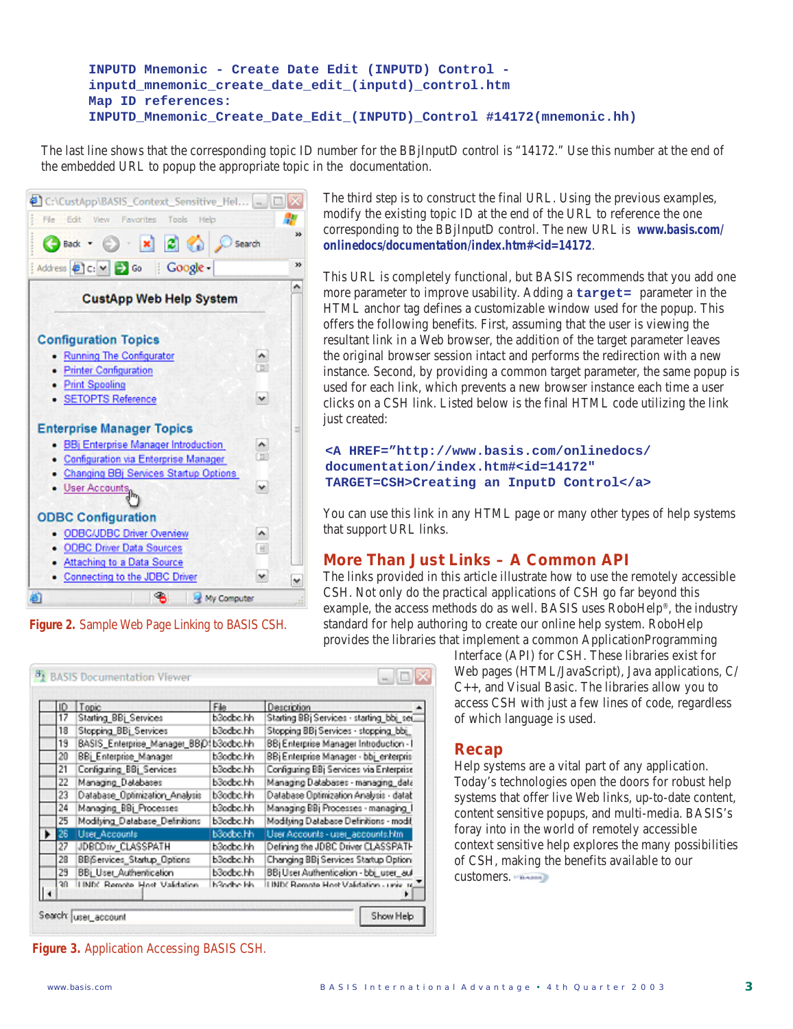```
INPUTD Mnemonic - Create Date Edit (INPUTD) Control -
inputd_mnemonic_create_date_edit_(inputd)_control.htm
Map ID references:
INPUTD_Mnemonic_Create_Date_Edit_(INPUTD)_Control #14172(mnemonic.hh)
```

The last line shows that the corresponding topic ID number for the BBjInputD control is "14172." Use this number at the end of the embedded URL to popup the appropriate topic in the documentation.

**Figure 2.** Sample Web Page Linking to BASIS CSH.

The third step is to construct the final URL. Using the previous examples, modify the existing topic ID at the end of the URL to reference the one corresponding to the BBjInputD control. The new URL is **www.basis.com/onlinedocs/documentation/index.htm#<id=14172**.

This URL is completely functional, but BASIS recommends that you add one more parameter to improve usability. Adding a **target=** parameter in the HTML anchor tag defines a customizable window used for the popup. This offers the following benefits. First, assuming that the user is viewing the resultant link in a Web browser, the addition of the target parameter leaves the original browser session intact and performs the redirection with a new instance. Second, by providing a common target parameter, the same popup is used for each link, which prevents a new browser instance each time a user clicks on a CSH link. Listed below is the final HTML code utilizing the link just created:

```
<A HREF="http://www.basis.com/onlinedocs/
documentation/index.htm#<id=14172"
TARGET=CSH>Creating an InputD Control</a>
```

You can use this link in any HTML page or many other types of help systems that support URL links.

## More Than Just Links – A Common API

The links provided in this article illustrate how to use the remotely accessible CSH. Not only do the practical applications of CSH go far beyond this example, the access methods do as well. BASIS uses RoboHelp®, the industry standard for help authoring to create our online help system. RoboHelp provides the libraries that implement a common ApplicationProgramming Interface (API) for CSH. These libraries exist for Web pages (HTML/JavaScript), Java applications, C/C++, and Visual Basic. The libraries allow you to access CSH with just a few lines of code, regardless of which language is used.

**Figure 3.** Application Accessing BASIS CSH.

## Recap

Help systems are a vital part of any application. Today's technologies open the doors for robust help systems that offer live Web links, up-to-date content, content sensitive popups, and multi-media. BASIS's foray into the world of remotely accessible context sensitive help explores the many possibilities of CSH, making the benefits available to our customers.